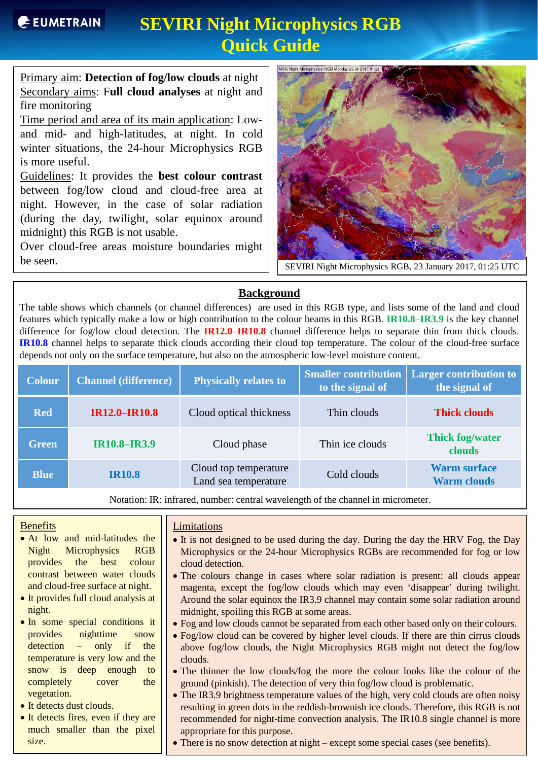# SEVIRI Night Microphysics RGB Quick Guide

Primary aim: **Detection of fog/low clouds** at night
Secondary aims: F**ull cloud analyses** at night and fire monitoring
Time period and area of its main application: Low- and mid- and high-latitudes, at night. In cold winter situations, the 24-hour Microphysics RGB is more useful.
Guidelines: It provides the **best colour contrast** between fog/low cloud and cloud-free area at night. However, in the case of solar radiation (during the day, twilight, solar equinox around midnight) this RGB is not usable.
Over cloud-free areas moisture boundaries might be seen.

SEVIRI Night Microphysics RGB, 23 January 2017, 01:25 UTC

## Background

The table shows which channels (or channel differences) are used in this RGB type, and lists some of the land and cloud features which typically make a low or high contribution to the colour beams in this RGB. **IR10.8–IR3.9** is the key channel difference for fog/low cloud detection. The **IR12.0–IR10.8** channel difference helps to separate thin from thick clouds. **IR10.8** channel helps to separate thick clouds according their cloud top temperature. The colour of the cloud-free surface depends not only on the surface temperature, but also on the atmospheric low-level moisture content.

| Colour | Channel (difference) | Physically relates to | Smaller contribution to the signal of | Larger contribution to the signal of |
|---|---|---|---|---|
| Red | **IR12.0–IR10.8** | Cloud optical thickness | Thin clouds | **Thick clouds** |
| Green | **IR10.8–IR3.9** | Cloud phase | Thin ice clouds | **Thick fog/water clouds** |
| Blue | **IR10.8** | Cloud top temperature<br>Land sea temperature | Cold clouds | **Warm surface<br>Warm clouds** |

Notation: IR: infrared, number: central wavelength of the channel in micrometer.

### Benefits

- At low and mid-latitudes the Night Microphysics RGB provides the best colour contrast between water clouds and cloud-free surface at night.
- It provides full cloud analysis at night.
- In some special conditions it provides nighttime snow detection – only if the temperature is very low and the snow is deep enough to completely cover the vegetation.
- It detects dust clouds.
- It detects fires, even if they are much smaller than the pixel size.

### Limitations

- It is not designed to be used during the day. During the day the HRV Fog, the Day Microphysics or the 24-hour Microphysics RGBs are recommended for fog or low cloud detection.
- The colours change in cases where solar radiation is present: all clouds appear magenta, except the fog/low clouds which may even 'disappear' during twilight. Around the solar equinox the IR3.9 channel may contain some solar radiation around midnight, spoiling this RGB at some areas.
- Fog and low clouds cannot be separated from each other based only on their colours.
- Fog/low cloud can be covered by higher level clouds. If there are thin cirrus clouds above fog/low clouds, the Night Microphysics RGB might not detect the fog/low clouds.
- The thinner the low clouds/fog the more the colour looks like the colour of the ground (pinkish). The detection of very thin fog/low cloud is problematic.
- The IR3.9 brightness temperature values of the high, very cold clouds are often noisy resulting in green dots in the reddish-brownish ice clouds. Therefore, this RGB is not recommended for night-time convection analysis. The IR10.8 single channel is more appropriate for this purpose.
- There is no snow detection at night – except some special cases (see benefits).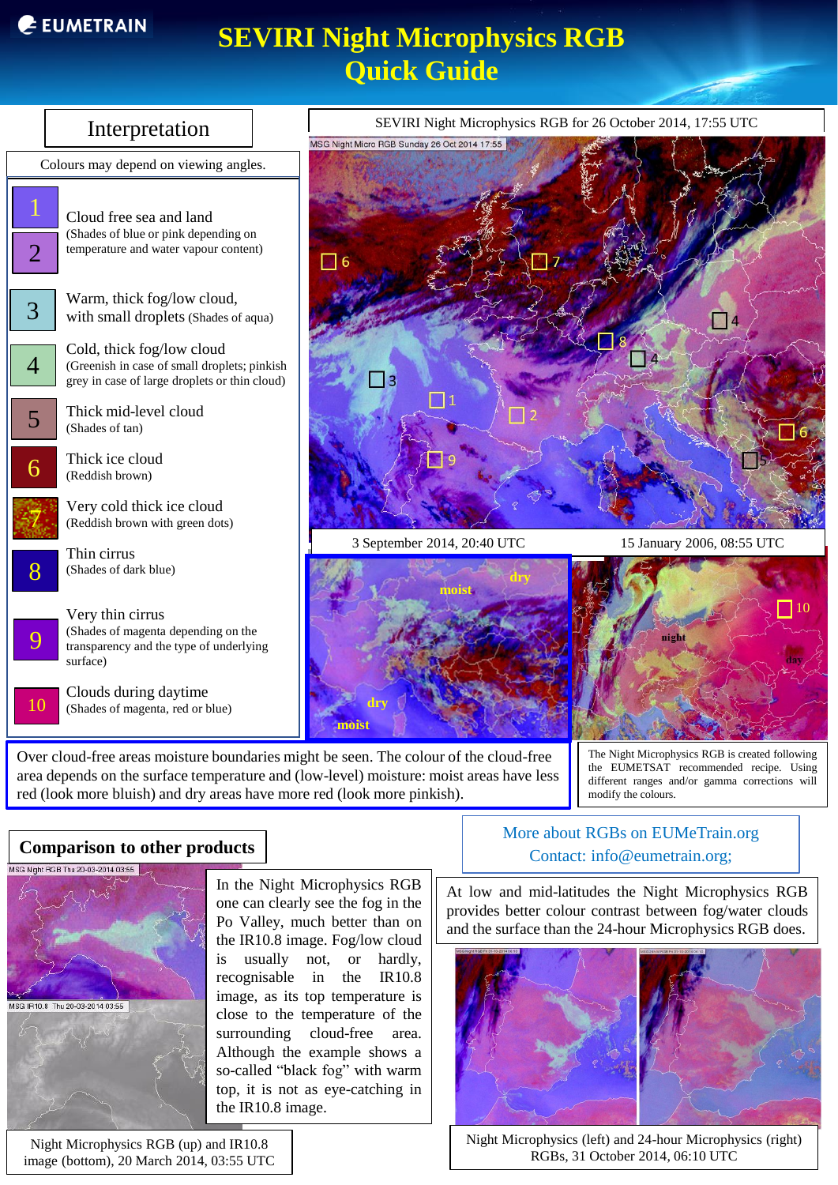# SEVIRI Night Microphysics RGB Quick Guide

## Interpretation

Colours may depend on viewing angles.

| | |
|---|---|
| 1, 2 | Cloud free sea and land (Shades of blue or pink depending on temperature and water vapour content) |
| 3 | Warm, thick fog/low cloud, with small droplets (Shades of aqua) |
| 4 | Cold, thick fog/low cloud (Greenish in case of small droplets; pinkish grey in case of large droplets or thin cloud) |
| 5 | Thick mid-level cloud (Shades of tan) |
| 6 | Thick ice cloud (Reddish brown) |
| 7 | Very cold thick ice cloud (Reddish brown with green dots) |
| 8 | Thin cirrus (Shades of dark blue) |
| 9 | Very thin cirrus (Shades of magenta depending on the transparency and the type of underlying surface) |
| 10 | Clouds during daytime (Shades of magenta, red or blue) |

SEVIRI Night Microphysics RGB for 26 October 2014, 17:55 UTC

3 September 2014, 20:40 UTC

15 January 2006, 08:55 UTC

Over cloud-free areas moisture boundaries might be seen. The colour of the cloud-free area depends on the surface temperature and (low-level) moisture: moist areas have less red (look more bluish) and dry areas have more red (look more pinkish).

The Night Microphysics RGB is created following the EUMETSAT recommended recipe. Using different ranges and/or gamma corrections will modify the colours.

More about RGBs on EUMeTrain.org
Contact: info@eumetrain.org;

## Comparison to other products

In the Night Microphysics RGB one can clearly see the fog in the Po Valley, much better than on the IR10.8 image. Fog/low cloud is usually not, or hardly, recognisable in the IR10.8 image, as its top temperature is close to the temperature of the surrounding cloud-free area. Although the example shows a so-called "black fog" with warm top, it is not as eye-catching in the IR10.8 image.

Night Microphysics RGB (up) and IR10.8 image (bottom), 20 March 2014, 03:55 UTC

At low and mid-latitudes the Night Microphysics RGB provides better colour contrast between fog/water clouds and the surface than the 24-hour Microphysics RGB does.

Night Microphysics (left) and 24-hour Microphysics (right) RGBs, 31 October 2014, 06:10 UTC